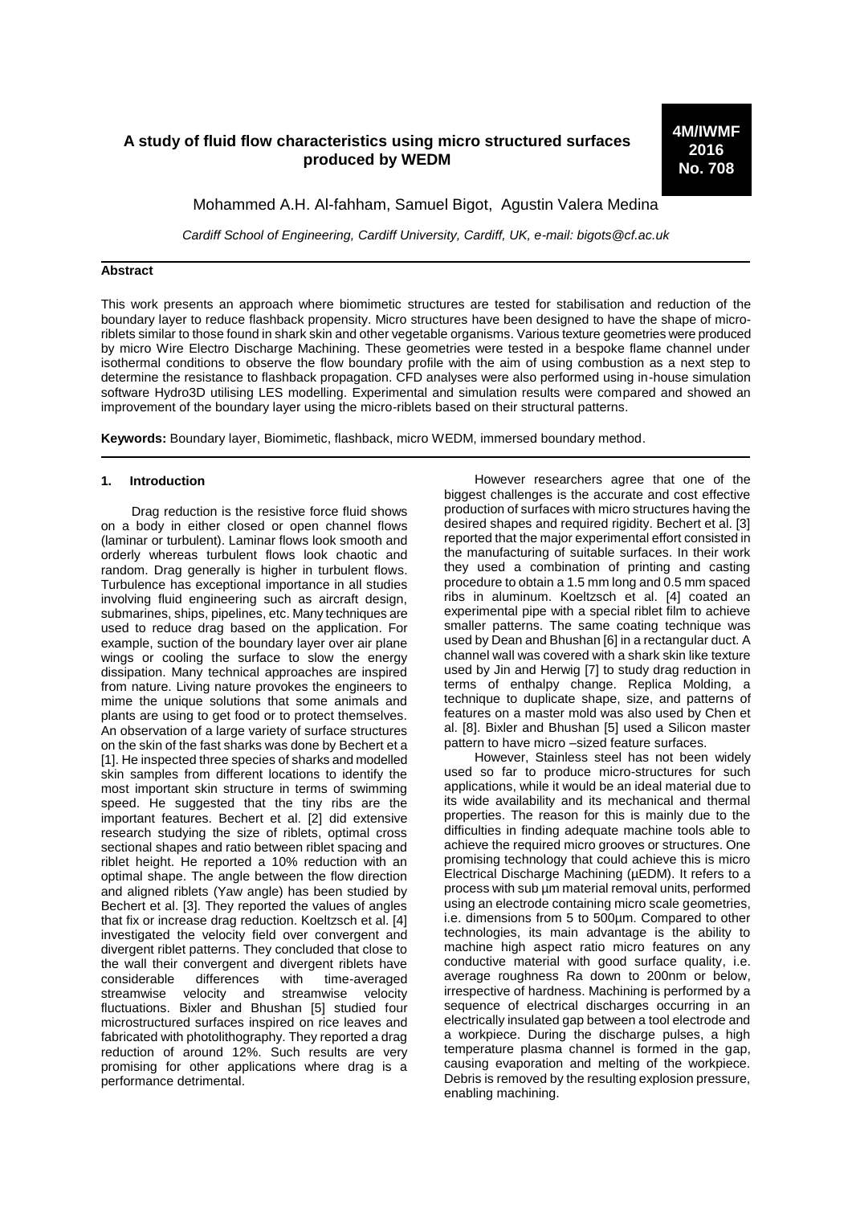# A study of fluid flow characteristics using micro structured surfaces produced by WEDM

**4M/IWMF 2016 No. 708**

Mohammed A.H. Al-fahham, Samuel Bigot, Agustin Valera Medina

*Cardiff School of Engineering, Cardiff University, Cardiff, UK, e-mail: bigots@cf.ac.uk*

## Abstract

This work presents an approach where biomimetic structures are tested for stabilisation and reduction of the boundary layer to reduce flashback propensity. Micro structures have been designed to have the shape of micro-riblets similar to those found in shark skin and other vegetable organisms. Various texture geometries were produced by micro Wire Electro Discharge Machining. These geometries were tested in a bespoke flame channel under isothermal conditions to observe the flow boundary profile with the aim of using combustion as a next step to determine the resistance to flashback propagation. CFD analyses were also performed using in-house simulation software Hydro3D utilising LES modelling. Experimental and simulation results were compared and showed an improvement of the boundary layer using the micro-riblets based on their structural patterns.

**Keywords:** Boundary layer, Biomimetic, flashback, micro WEDM, immersed boundary method.

## 1. Introduction

Drag reduction is the resistive force fluid shows on a body in either closed or open channel flows (laminar or turbulent). Laminar flows look smooth and orderly whereas turbulent flows look chaotic and random. Drag generally is higher in turbulent flows. Turbulence has exceptional importance in all studies involving fluid engineering such as aircraft design, submarines, ships, pipelines, etc. Many techniques are used to reduce drag based on the application. For example, suction of the boundary layer over air plane wings or cooling the surface to slow the energy dissipation. Many technical approaches are inspired from nature. Living nature provokes the engineers to mime the unique solutions that some animals and plants are using to get food or to protect themselves. An observation of a large variety of surface structures on the skin of the fast sharks was done by Bechert et a [1]. He inspected three species of sharks and modelled skin samples from different locations to identify the most important skin structure in terms of swimming speed. He suggested that the tiny ribs are the important features. Bechert et al. [2] did extensive research studying the size of riblets, optimal cross sectional shapes and ratio between riblet spacing and riblet height. He reported a 10% reduction with an optimal shape. The angle between the flow direction and aligned riblets (Yaw angle) has been studied by Bechert et al. [3]. They reported the values of angles that fix or increase drag reduction. Koeltzsch et al. [4] investigated the velocity field over convergent and divergent riblet patterns. They concluded that close to the wall their convergent and divergent riblets have considerable differences with time-averaged streamwise velocity and streamwise velocity fluctuations. Bixler and Bhushan [5] studied four microstructured surfaces inspired on rice leaves and fabricated with photolithography. They reported a drag reduction of around 12%. Such results are very promising for other applications where drag is a performance detrimental.

However researchers agree that one of the biggest challenges is the accurate and cost effective production of surfaces with micro structures having the desired shapes and required rigidity. Bechert et al. [3] reported that the major experimental effort consisted in the manufacturing of suitable surfaces. In their work they used a combination of printing and casting procedure to obtain a 1.5 mm long and 0.5 mm spaced ribs in aluminum. Koeltzsch et al. [4] coated an experimental pipe with a special riblet film to achieve smaller patterns. The same coating technique was used by Dean and Bhushan [6] in a rectangular duct. A channel wall was covered with a shark skin like texture used by Jin and Herwig [7] to study drag reduction in terms of enthalpy change. Replica Molding, a technique to duplicate shape, size, and patterns of features on a master mold was also used by Chen et al. [8]. Bixler and Bhushan [5] used a Silicon master pattern to have micro –sized feature surfaces.

However, Stainless steel has not been widely used so far to produce micro-structures for such applications, while it would be an ideal material due to its wide availability and its mechanical and thermal properties. The reason for this is mainly due to the difficulties in finding adequate machine tools able to achieve the required micro grooves or structures. One promising technology that could achieve this is micro Electrical Discharge Machining (µEDM). It refers to a process with sub µm material removal units, performed using an electrode containing micro scale geometries, i.e. dimensions from 5 to 500µm. Compared to other technologies, its main advantage is the ability to machine high aspect ratio micro features on any conductive material with good surface quality, i.e. average roughness Ra down to 200nm or below, irrespective of hardness. Machining is performed by a sequence of electrical discharges occurring in an electrically insulated gap between a tool electrode and a workpiece. During the discharge pulses, a high temperature plasma channel is formed in the gap, causing evaporation and melting of the workpiece. Debris is removed by the resulting explosion pressure, enabling machining.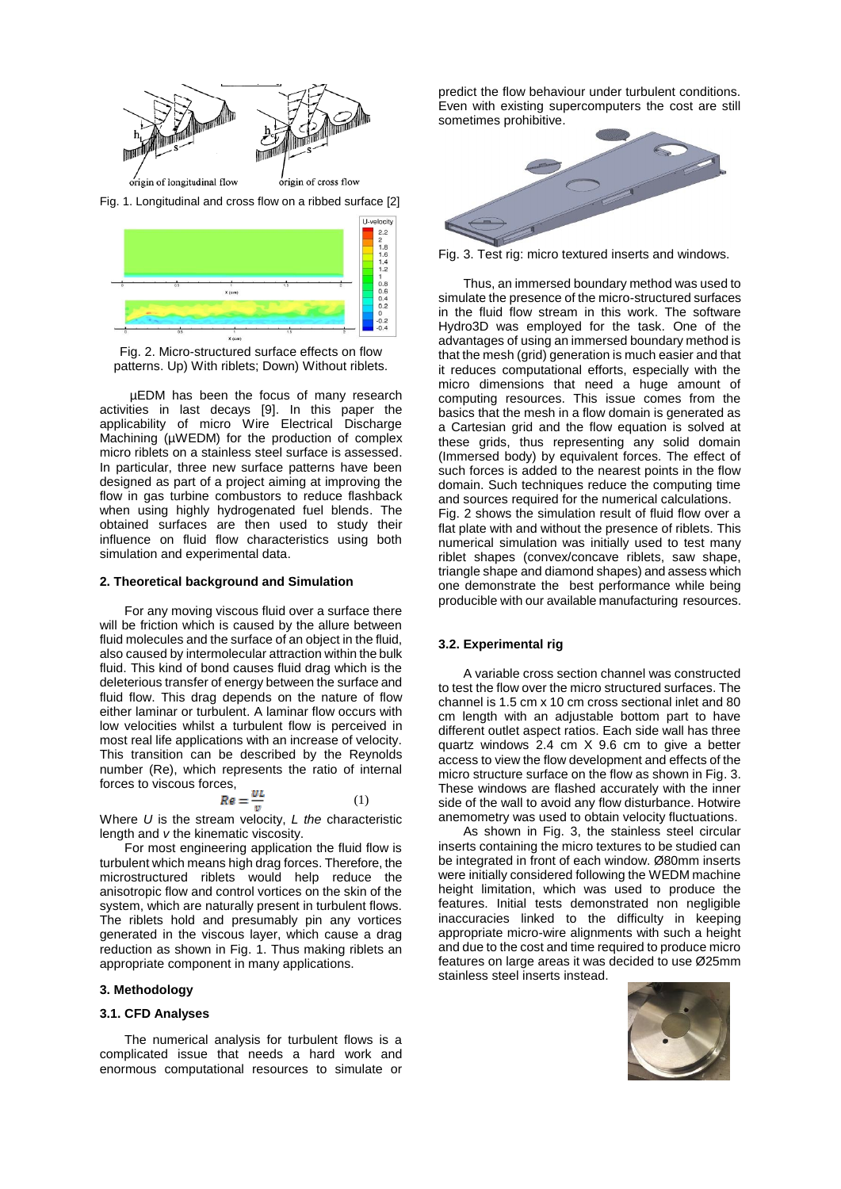Fig. 1. Longitudinal and cross flow on a ribbed surface [2]

Fig. 2. Micro-structured surface effects on flow patterns. Up) With riblets; Down) Without riblets.

µEDM has been the focus of many research activities in last decays [9]. In this paper the applicability of micro Wire Electrical Discharge Machining (µWEDM) for the production of complex micro riblets on a stainless steel surface is assessed. In particular, three new surface patterns have been designed as part of a project aiming at improving the flow in gas turbine combustors to reduce flashback when using highly hydrogenated fuel blends. The obtained surfaces are then used to study their influence on fluid flow characteristics using both simulation and experimental data.

## 2. Theoretical background and Simulation

For any moving viscous fluid over a surface there will be friction which is caused by the allure between fluid molecules and the surface of an object in the fluid, also caused by intermolecular attraction within the bulk fluid. This kind of bond causes fluid drag which is the deleterious transfer of energy between the surface and fluid flow. This drag depends on the nature of flow either laminar or turbulent. A laminar flow occurs with low velocities whilst a turbulent flow is perceived in most real life applications with an increase of velocity. This transition can be described by the Reynolds number (Re), which represents the ratio of internal forces to viscous forces,

$$Re = \frac{UL}{v} \tag{1}$$

Where $U$ is the stream velocity, $L$ *the* characteristic length and $v$ the kinematic viscosity.

For most engineering application the fluid flow is turbulent which means high drag forces. Therefore, the microstructured riblets would help reduce the anisotropic flow and control vortices on the skin of the system, which are naturally present in turbulent flows. The riblets hold and presumably pin any vortices generated in the viscous layer, which cause a drag reduction as shown in Fig. 1. Thus making riblets an appropriate component in many applications.

## 3. Methodology

### 3.1. CFD Analyses

The numerical analysis for turbulent flows is a complicated issue that needs a hard work and enormous computational resources to simulate or predict the flow behaviour under turbulent conditions. Even with existing supercomputers the cost are still sometimes prohibitive.

Fig. 3. Test rig: micro textured inserts and windows.

Thus, an immersed boundary method was used to simulate the presence of the micro-structured surfaces in the fluid flow stream in this work. The software Hydro3D was employed for the task. One of the advantages of using an immersed boundary method is that the mesh (grid) generation is much easier and that it reduces computational efforts, especially with the micro dimensions that need a huge amount of computing resources. This issue comes from the basics that the mesh in a flow domain is generated as a Cartesian grid and the flow equation is solved at these grids, thus representing any solid domain (Immersed body) by equivalent forces. The effect of such forces is added to the nearest points in the flow domain. Such techniques reduce the computing time and sources required for the numerical calculations.
Fig. 2 shows the simulation result of fluid flow over a flat plate with and without the presence of riblets. This numerical simulation was initially used to test many riblet shapes (convex/concave riblets, saw shape, triangle shape and diamond shapes) and assess which one demonstrate the best performance while being producible with our available manufacturing resources.

### 3.2. Experimental rig

A variable cross section channel was constructed to test the flow over the micro structured surfaces. The channel is 1.5 cm x 10 cm cross sectional inlet and 80 cm length with an adjustable bottom part to have different outlet aspect ratios. Each side wall has three quartz windows 2.4 cm X 9.6 cm to give a better access to view the flow development and effects of the micro structure surface on the flow as shown in Fig. 3. These windows are flashed accurately with the inner side of the wall to avoid any flow disturbance. Hotwire anemometry was used to obtain velocity fluctuations.

As shown in Fig. 3, the stainless steel circular inserts containing the micro textures to be studied can be integrated in front of each window. Ø80mm inserts were initially considered following the WEDM machine height limitation, which was used to produce the features. Initial tests demonstrated non negligible inaccuracies linked to the difficulty in keeping appropriate micro-wire alignments with such a height and due to the cost and time required to produce micro features on large areas it was decided to use Ø25mm stainless steel inserts instead.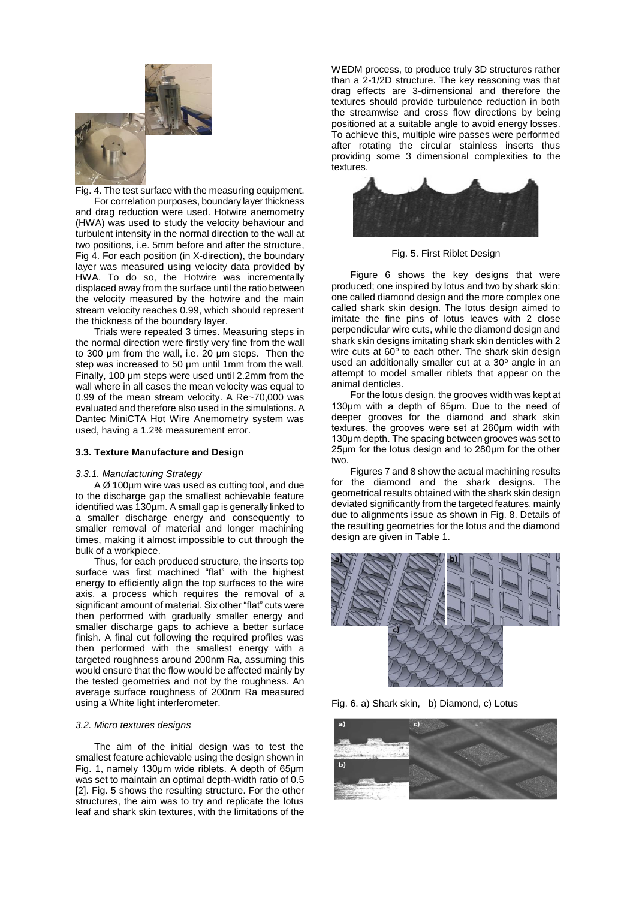Fig. 4. The test surface with the measuring equipment.

For correlation purposes, boundary layer thickness and drag reduction were used. Hotwire anemometry (HWA) was used to study the velocity behaviour and turbulent intensity in the normal direction to the wall at two positions, i.e. 5mm before and after the structure, Fig 4. For each position (in X-direction), the boundary layer was measured using velocity data provided by HWA. To do so, the Hotwire was incrementally displaced away from the surface until the ratio between the velocity measured by the hotwire and the main stream velocity reaches 0.99, which should represent the thickness of the boundary layer.

Trials were repeated 3 times. Measuring steps in the normal direction were firstly very fine from the wall to 300 µm from the wall, i.e. 20 µm steps. Then the step was increased to 50 µm until 1mm from the wall. Finally, 100 µm steps were used until 2.2mm from the wall where in all cases the mean velocity was equal to 0.99 of the mean stream velocity. A Re~70,000 was evaluated and therefore also used in the simulations. A Dantec MiniCTA Hot Wire Anemometry system was used, having a 1.2% measurement error.

### 3.3. Texture Manufacture and Design

#### *3.3.1. Manufacturing Strategy*

A Ø 100µm wire was used as cutting tool, and due to the discharge gap the smallest achievable feature identified was 130µm. A small gap is generally linked to a smaller discharge energy and consequently to smaller removal of material and longer machining times, making it almost impossible to cut through the bulk of a workpiece.

Thus, for each produced structure, the inserts top surface was first machined "flat" with the highest energy to efficiently align the top surfaces to the wire axis, a process which requires the removal of a significant amount of material. Six other "flat" cuts were then performed with gradually smaller energy and smaller discharge gaps to achieve a better surface finish. A final cut following the required profiles was then performed with the smallest energy with a targeted roughness around 200nm Ra, assuming this would ensure that the flow would be affected mainly by the tested geometries and not by the roughness. An average surface roughness of 200nm Ra measured using a White light interferometer.

#### *3.2. Micro textures designs*

The aim of the initial design was to test the smallest feature achievable using the design shown in Fig. 1, namely 130µm wide riblets. A depth of 65µm was set to maintain an optimal depth-width ratio of 0.5 [2]. Fig. 5 shows the resulting structure. For the other structures, the aim was to try and replicate the lotus leaf and shark skin textures, with the limitations of the WEDM process, to produce truly 3D structures rather than a 2-1/2D structure. The key reasoning was that drag effects are 3-dimensional and therefore the textures should provide turbulence reduction in both the streamwise and cross flow directions by being positioned at a suitable angle to avoid energy losses. To achieve this, multiple wire passes were performed after rotating the circular stainless inserts thus providing some 3 dimensional complexities to the textures.

Fig. 5. First Riblet Design

Figure 6 shows the key designs that were produced; one inspired by lotus and two by shark skin: one called diamond design and the more complex one called shark skin design. The lotus design aimed to imitate the fine pins of lotus leaves with 2 close perpendicular wire cuts, while the diamond design and shark skin designs imitating shark skin denticles with 2 wire cuts at 60° to each other. The shark skin design used an additionally smaller cut at a 30° angle in an attempt to model smaller riblets that appear on the animal denticles.

For the lotus design, the grooves width was kept at 130µm with a depth of 65µm. Due to the need of deeper grooves for the diamond and shark skin textures, the grooves were set at 260µm width with 130µm depth. The spacing between grooves was set to 25µm for the lotus design and to 280µm for the other two.

Figures 7 and 8 show the actual machining results for the diamond and the shark designs. The geometrical results obtained with the shark skin design deviated significantly from the targeted features, mainly due to alignments issue as shown in Fig. 8. Details of the resulting geometries for the lotus and the diamond design are given in Table 1.

Fig. 6. a) Shark skin, b) Diamond, c) Lotus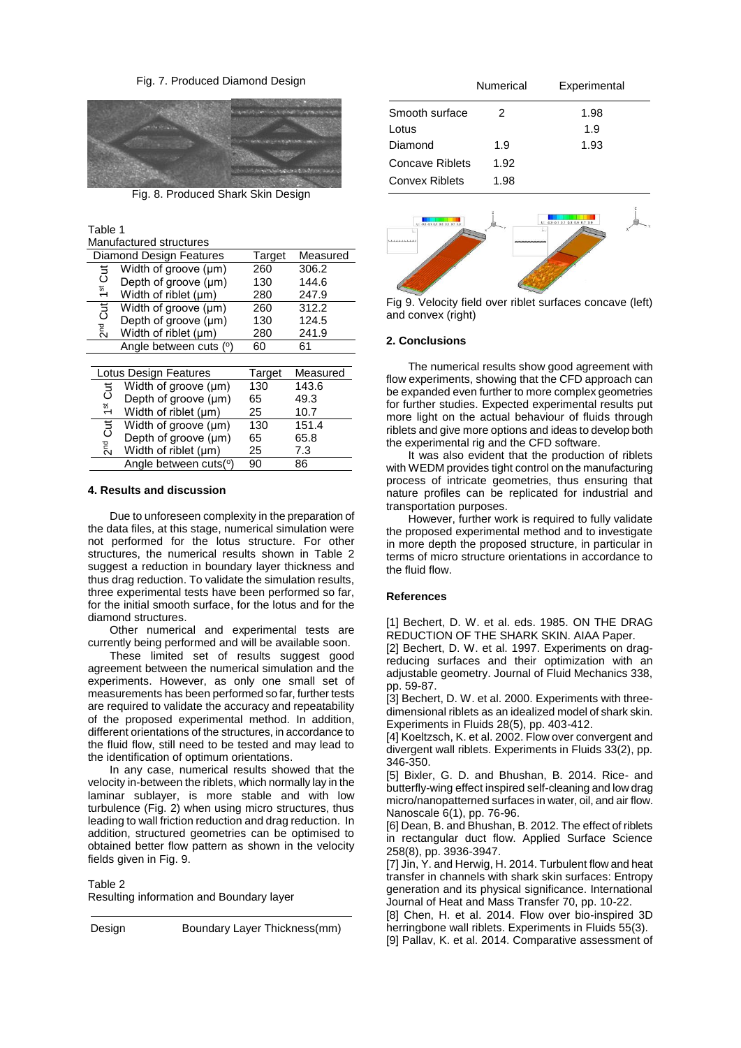Fig. 7. Produced Diamond Design

Fig. 8. Produced Shark Skin Design

Table 1
Manufactured structures

| Diamond Design Features | | Target | Measured |
|---|---|---|---|
| 1st Cut | Width of groove (μm) | 260 | 306.2 |
| | Depth of groove (μm) | 130 | 144.6 |
| | Width of riblet (μm) | 280 | 247.9 |
| 2nd Cut | Width of groove (μm) | 260 | 312.2 |
| | Depth of groove (μm) | 130 | 124.5 |
| | Width of riblet (μm) | 280 | 241.9 |
| | Angle between cuts (º) | 60 | 61 |

| Lotus Design Features | | Target | Measured |
|---|---|---|---|
| 1st Cut | Width of groove (μm) | 130 | 143.6 |
| | Depth of groove (μm) | 65 | 49.3 |
| | Width of riblet (μm) | 25 | 10.7 |
| 2nd Cut | Width of groove (μm) | 130 | 151.4 |
| | Depth of groove (μm) | 65 | 65.8 |
| | Width of riblet (μm) | 25 | 7.3 |
| | Angle between cuts(º) | 90 | 86 |

## 4. Results and discussion

Due to unforeseen complexity in the preparation of the data files, at this stage, numerical simulation were not performed for the lotus structure. For other structures, the numerical results shown in Table 2 suggest a reduction in boundary layer thickness and thus drag reduction. To validate the simulation results, three experimental tests have been performed so far, for the initial smooth surface, for the lotus and for the diamond structures.

Other numerical and experimental tests are currently being performed and will be available soon.

These limited set of results suggest good agreement between the numerical simulation and the experiments. However, as only one small set of measurements has been performed so far, further tests are required to validate the accuracy and repeatability of the proposed experimental method. In addition, different orientations of the structures, in accordance to the fluid flow, still need to be tested and may lead to the identification of optimum orientations.

In any case, numerical results showed that the velocity in-between the riblets, which normally lay in the laminar sublayer, is more stable and with low turbulence (Fig. 2) when using micro structures, thus leading to wall friction reduction and drag reduction. In addition, structured geometries can be optimised to obtained better flow pattern as shown in the velocity fields given in Fig. 9.

Table 2
Resulting information and Boundary layer

| Design | Boundary Layer Thickness(mm) Numerical | Experimental |
|---|---|---|
| Smooth surface | 2 | 1.98 |
| Lotus | | 1.9 |
| Diamond | 1.9 | 1.93 |
| Concave Riblets | 1.92 | |
| Convex Riblets | 1.98 | |

Fig 9. Velocity field over riblet surfaces concave (left) and convex (right)

## 2. Conclusions

The numerical results show good agreement with flow experiments, showing that the CFD approach can be expanded even further to more complex geometries for further studies. Expected experimental results put more light on the actual behaviour of fluids through riblets and give more options and ideas to develop both the experimental rig and the CFD software.

It was also evident that the production of riblets with WEDM provides tight control on the manufacturing process of intricate geometries, thus ensuring that nature profiles can be replicated for industrial and transportation purposes.

However, further work is required to fully validate the proposed experimental method and to investigate in more depth the proposed structure, in particular in terms of micro structure orientations in accordance to the fluid flow.

## References

[1] Bechert, D. W. et al. eds. 1985. ON THE DRAG REDUCTION OF THE SHARK SKIN. AIAA Paper.

[2] Bechert, D. W. et al. 1997. Experiments on drag-reducing surfaces and their optimization with an adjustable geometry. Journal of Fluid Mechanics 338, pp. 59-87.

[3] Bechert, D. W. et al. 2000. Experiments with three-dimensional riblets as an idealized model of shark skin. Experiments in Fluids 28(5), pp. 403-412.

[4] Koeltzsch, K. et al. 2002. Flow over convergent and divergent wall riblets. Experiments in Fluids 33(2), pp. 346-350.

[5] Bixler, G. D. and Bhushan, B. 2014. Rice- and butterfly-wing effect inspired self-cleaning and low drag micro/nanopatterned surfaces in water, oil, and air flow. Nanoscale 6(1), pp. 76-96.

[6] Dean, B. and Bhushan, B. 2012. The effect of riblets in rectangular duct flow. Applied Surface Science 258(8), pp. 3936-3947.

[7] Jin, Y. and Herwig, H. 2014. Turbulent flow and heat transfer in channels with shark skin surfaces: Entropy generation and its physical significance. International Journal of Heat and Mass Transfer 70, pp. 10-22.

[8] Chen, H. et al. 2014. Flow over bio-inspired 3D herringbone wall riblets. Experiments in Fluids 55(3).

[9] Pallav, K. et al. 2014. Comparative assessment of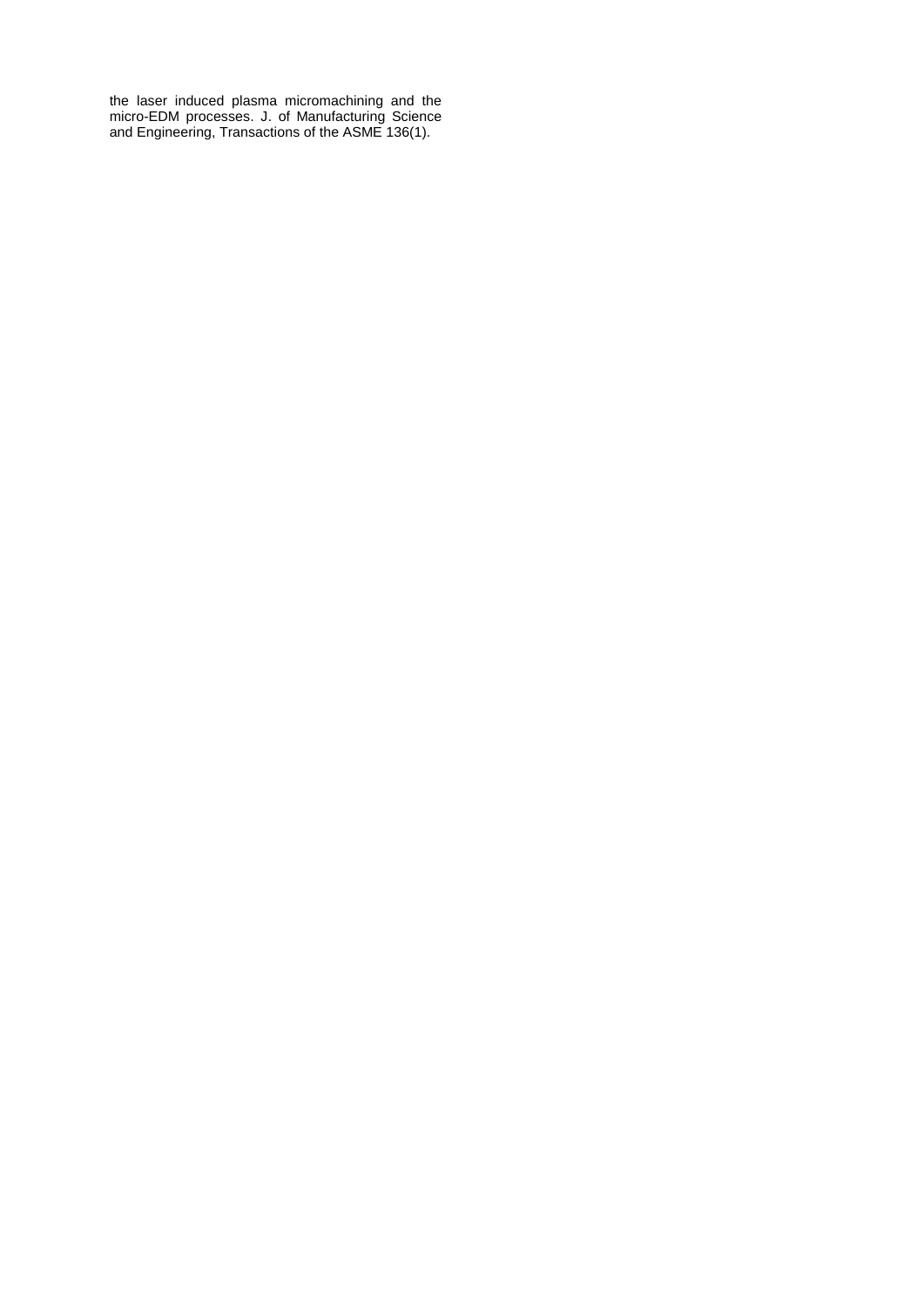the laser induced plasma micromachining and the micro-EDM processes. J. of Manufacturing Science and Engineering, Transactions of the ASME 136(1).